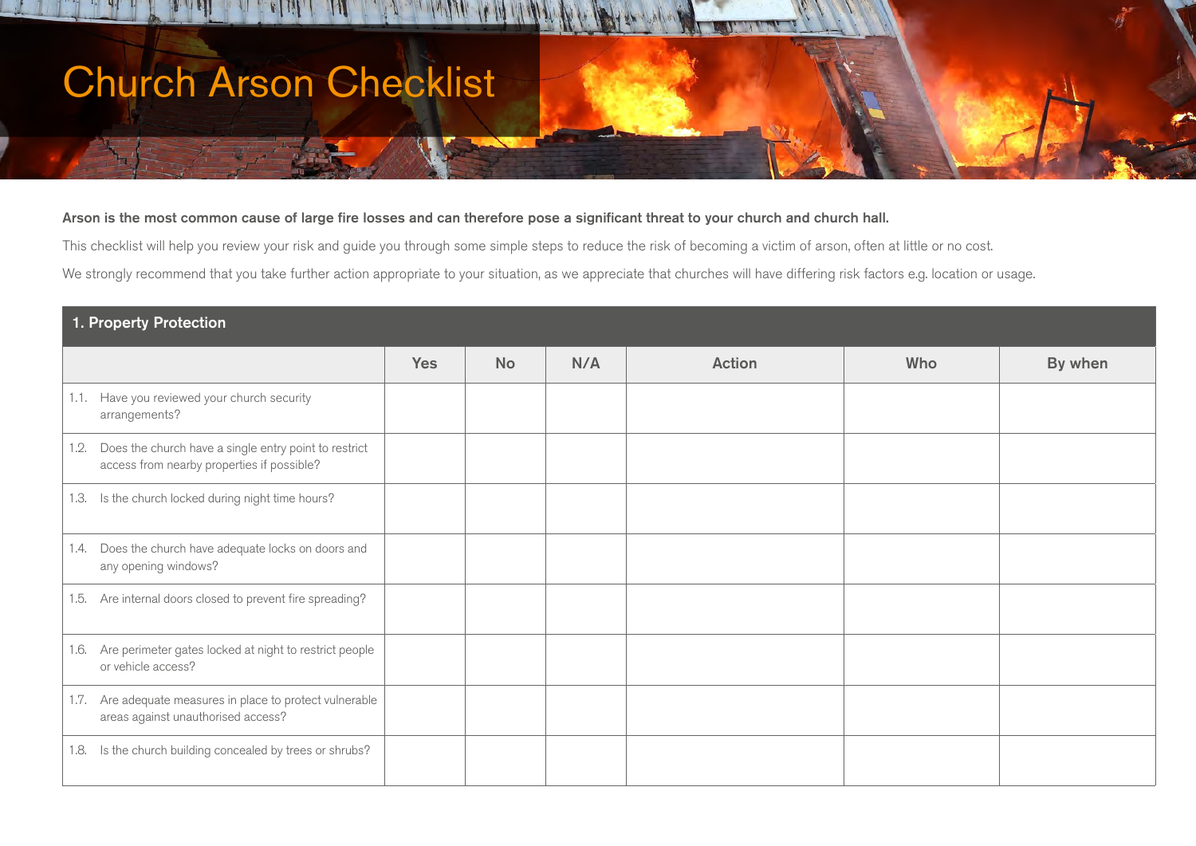# Church Arson Checklist

**Arson is the most common cause of large fire losses and can therefore pose a significant threat to your church and church hall.**

This checklist will help you review your risk and guide you through some simple steps to reduce the risk of becoming a victim of arson, often at little or no cost.

We strongly recommend that you take further action appropriate to your situation, as we appreciate that churches will have differing risk factors e.g. location or usage.

## 1. Property Protection

| | Yes | No | N/A | Action | Who | By when |
|---|---|---|---|---|---|---|
| 1.1. Have you reviewed your church security arrangements? | | | | | | |
| 1.2. Does the church have a single entry point to restrict access from nearby properties if possible? | | | | | | |
| 1.3. Is the church locked during night time hours? | | | | | | |
| 1.4. Does the church have adequate locks on doors and any opening windows? | | | | | | |
| 1.5. Are internal doors closed to prevent fire spreading? | | | | | | |
| 1.6. Are perimeter gates locked at night to restrict people or vehicle access? | | | | | | |
| 1.7. Are adequate measures in place to protect vulnerable areas against unauthorised access? | | | | | | |
| 1.8. Is the church building concealed by trees or shrubs? | | | | | | |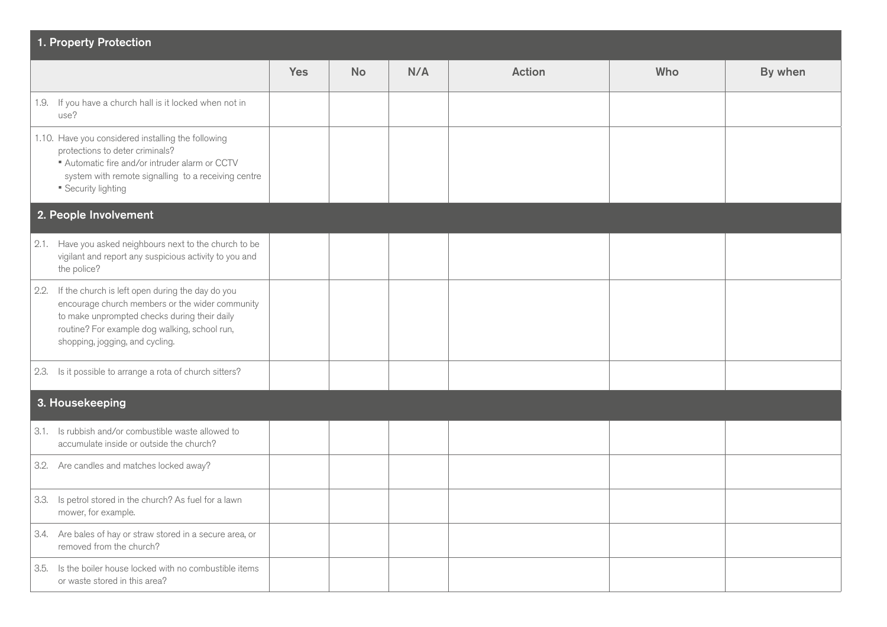| 1. Property Protection | | | | | | |
|---|---|---|---|---|---|---|
| | Yes | No | N/A | Action | Who | By when |
| 1.9. If you have a church hall is it locked when not in use? | | | | | | |
| 1.10. Have you considered installing the following protections to deter criminals?<br>▪ Automatic fire and/or intruder alarm or CCTV system with remote signalling to a receiving centre<br>▪ Security lighting | | | | | | |
| **2. People Involvement** | | | | | | |
| 2.1. Have you asked neighbours next to the church to be vigilant and report any suspicious activity to you and the police? | | | | | | |
| 2.2. If the church is left open during the day do you encourage church members or the wider community to make unprompted checks during their daily routine? For example dog walking, school run, shopping, jogging, and cycling. | | | | | | |
| 2.3. Is it possible to arrange a rota of church sitters? | | | | | | |
| **3. Housekeeping** | | | | | | |
| 3.1. Is rubbish and/or combustible waste allowed to accumulate inside or outside the church? | | | | | | |
| 3.2. Are candles and matches locked away? | | | | | | |
| 3.3. Is petrol stored in the church? As fuel for a lawn mower, for example. | | | | | | |
| 3.4. Are bales of hay or straw stored in a secure area, or removed from the church? | | | | | | |
| 3.5. Is the boiler house locked with no combustible items or waste stored in this area? | | | | | | |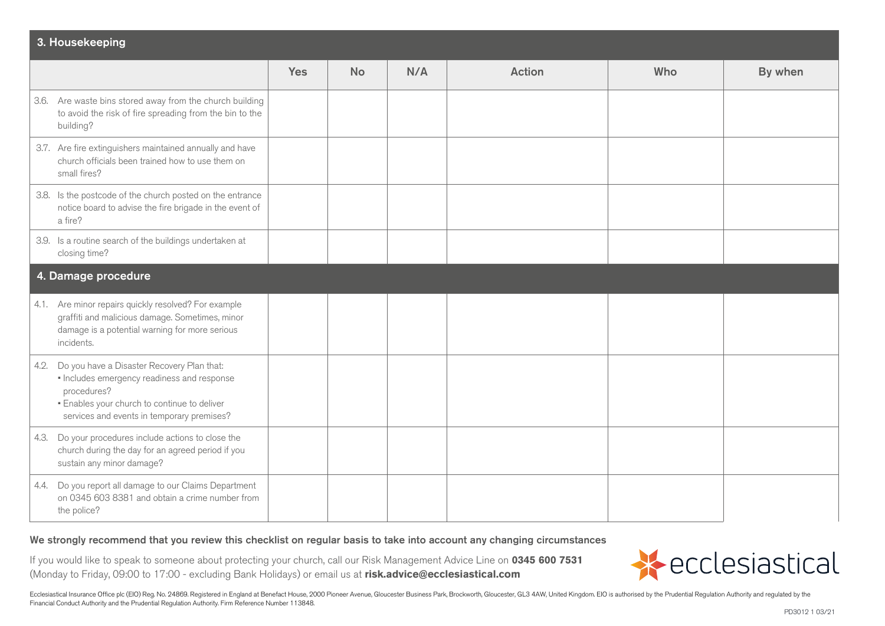## 3. Housekeeping

| | Yes | No | N/A | Action | Who | By when |
|---|---|---|---|---|---|---|
| 3.6. Are waste bins stored away from the church building to avoid the risk of fire spreading from the bin to the building? | | | | | | |
| 3.7. Are fire extinguishers maintained annually and have church officials been trained how to use them on small fires? | | | | | | |
| 3.8. Is the postcode of the church posted on the entrance notice board to advise the fire brigade in the event of a fire? | | | | | | |
| 3.9. Is a routine search of the buildings undertaken at closing time? | | | | | | |

## 4. Damage procedure

| | Yes | No | N/A | Action | Who | By when |
|---|---|---|---|---|---|---|
| 4.1. Are minor repairs quickly resolved? For example graffiti and malicious damage. Sometimes, minor damage is a potential warning for more serious incidents. | | | | | | |
| 4.2. Do you have a Disaster Recovery Plan that: • Includes emergency readiness and response procedures? • Enables your church to continue to deliver services and events in temporary premises? | | | | | | |
| 4.3. Do your procedures include actions to close the church during the day for an agreed period if you sustain any minor damage? | | | | | | |
| 4.4. Do you report all damage to our Claims Department on 0345 603 8381 and obtain a crime number from the police? | | | | | | |

**We strongly recommend that you review this checklist on regular basis to take into account any changing circumstances**

If you would like to speak to someone about protecting your church, call our Risk Management Advice Line on **0345 600 7531** (Monday to Friday, 09:00 to 17:00 - excluding Bank Holidays) or email us at **risk.advice@ecclesiastical.com**

ecclesiastical

Ecclesiastical Insurance Office plc (EIO) Reg. No. 24869. Registered in England at Benefact House, 2000 Pioneer Avenue, Gloucester Business Park, Brockworth, Gloucester, GL3 4AW, United Kingdom. EIO is authorised by the Prudential Regulation Authority and regulated by the Financial Conduct Authority and the Prudential Regulation Authority. Firm Reference Number 113848.

PD3012 1 03/21